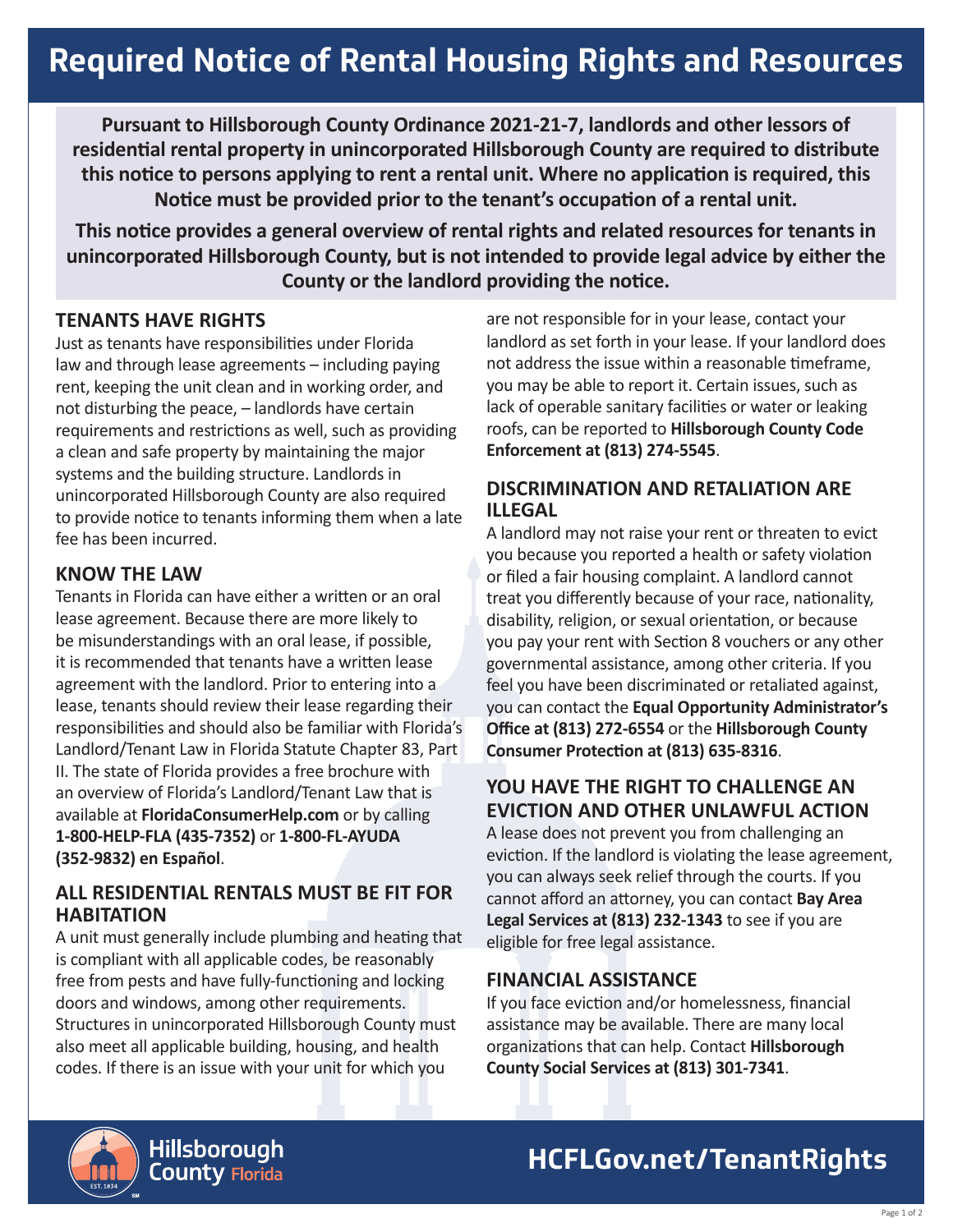# Required Notice of Rental Housing Rights and Resources

**Pursuant to Hillsborough County Ordinance 2021-21-7, landlords and other lessors of residential rental property in unincorporated Hillsborough County are required to distribute this notice to persons applying to rent a rental unit. Where no application is required, this Notice must be provided prior to the tenant's occupation of a rental unit.**

**This notice provides a general overview of rental rights and related resources for tenants in unincorporated Hillsborough County, but is not intended to provide legal advice by either the County or the landlord providing the notice.**

## TENANTS HAVE RIGHTS

Just as tenants have responsibilities under Florida law and through lease agreements – including paying rent, keeping the unit clean and in working order, and not disturbing the peace, – landlords have certain requirements and restrictions as well, such as providing a clean and safe property by maintaining the major systems and the building structure. Landlords in unincorporated Hillsborough County are also required to provide notice to tenants informing them when a late fee has been incurred.

## KNOW THE LAW

Tenants in Florida can have either a written or an oral lease agreement. Because there are more likely to be misunderstandings with an oral lease, if possible, it is recommended that tenants have a written lease agreement with the landlord. Prior to entering into a lease, tenants should review their lease regarding their responsibilities and should also be familiar with Florida's Landlord/Tenant Law in Florida Statute Chapter 83, Part II. The state of Florida provides a free brochure with an overview of Florida's Landlord/Tenant Law that is available at **FloridaConsumerHelp.com** or by calling **1-800-HELP-FLA (435-7352)** or **1-800-FL-AYUDA (352-9832) en Español**.

## ALL RESIDENTIAL RENTALS MUST BE FIT FOR HABITATION

A unit must generally include plumbing and heating that is compliant with all applicable codes, be reasonably free from pests and have fully-functioning and locking doors and windows, among other requirements. Structures in unincorporated Hillsborough County must also meet all applicable building, housing, and health codes. If there is an issue with your unit for which you are not responsible for in your lease, contact your landlord as set forth in your lease. If your landlord does not address the issue within a reasonable timeframe, you may be able to report it. Certain issues, such as lack of operable sanitary facilities or water or leaking roofs, can be reported to **Hillsborough County Code Enforcement at (813) 274-5545**.

## DISCRIMINATION AND RETALIATION ARE ILLEGAL

A landlord may not raise your rent or threaten to evict you because you reported a health or safety violation or filed a fair housing complaint. A landlord cannot treat you differently because of your race, nationality, disability, religion, or sexual orientation, or because you pay your rent with Section 8 vouchers or any other governmental assistance, among other criteria. If you feel you have been discriminated or retaliated against, you can contact the **Equal Opportunity Administrator's Office at (813) 272-6554** or the **Hillsborough County Consumer Protection at (813) 635-8316**.

## YOU HAVE THE RIGHT TO CHALLENGE AN EVICTION AND OTHER UNLAWFUL ACTION

A lease does not prevent you from challenging an eviction. If the landlord is violating the lease agreement, you can always seek relief through the courts. If you cannot afford an attorney, you can contact **Bay Area Legal Services at (813) 232-1343** to see if you are eligible for free legal assistance.

## FINANCIAL ASSISTANCE

If you face eviction and/or homelessness, financial assistance may be available. There are many local organizations that can help. Contact **Hillsborough County Social Services at (813) 301-7341**.

Hillsborough County Florida

**HCFLGov.net/TenantRights**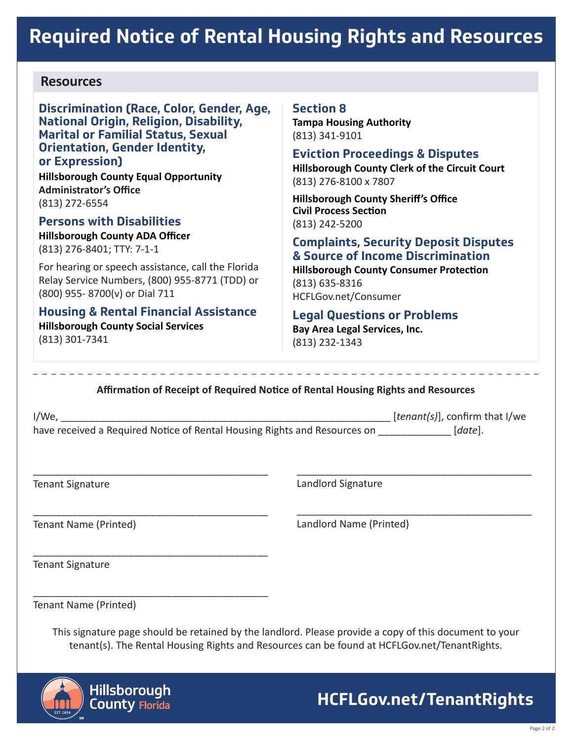# Required Notice of Rental Housing Rights and Resources

## Resources

### Discrimination (Race, Color, Gender, Age, National Origin, Religion, Disability, Marital or Familial Status, Sexual Orientation, Gender Identity, or Expression)

**Hillsborough County Equal Opportunity Administrator's Office**
(813) 272-6554

### Persons with Disabilities

**Hillsborough County ADA Officer**
(813) 276-8401; TTY: 7-1-1

For hearing or speech assistance, call the Florida Relay Service Numbers, (800) 955-8771 (TDD) or (800) 955- 8700(v) or Dial 711

### Housing & Rental Financial Assistance

**Hillsborough County Social Services**
(813) 301-7341

### Section 8

**Tampa Housing Authority**
(813) 341-9101

### Eviction Proceedings & Disputes

**Hillsborough County Clerk of the Circuit Court**
(813) 276-8100 x 7807

**Hillsborough County Sheriff's Office Civil Process Section**
(813) 242-5200

### Complaints, Security Deposit Disputes & Source of Income Discrimination

**Hillsborough County Consumer Protection**
(813) 635-8316
HCFLGov.net/Consumer

### Legal Questions or Problems

**Bay Area Legal Services, Inc.**
(813) 232-1343

---

**Affirmation of Receipt of Required Notice of Rental Housing Rights and Resources**

I/We, ____________________________________________________________ [*tenant(s)*], confirm that I/we have received a Required Notice of Rental Housing Rights and Resources on _____________ [*date*].

____________________________________________
Tenant Signature

____________________________________________
Tenant Name (Printed)

____________________________________________
Tenant Signature

____________________________________________
Tenant Name (Printed)

____________________________________________
Landlord Signature

____________________________________________
Landlord Name (Printed)

This signature page should be retained by the landlord. Please provide a copy of this document to your tenant(s). The Rental Housing Rights and Resources can be found at HCFLGov.net/TenantRights.

Hillsborough County Florida

**HCFLGov.net/TenantRights**